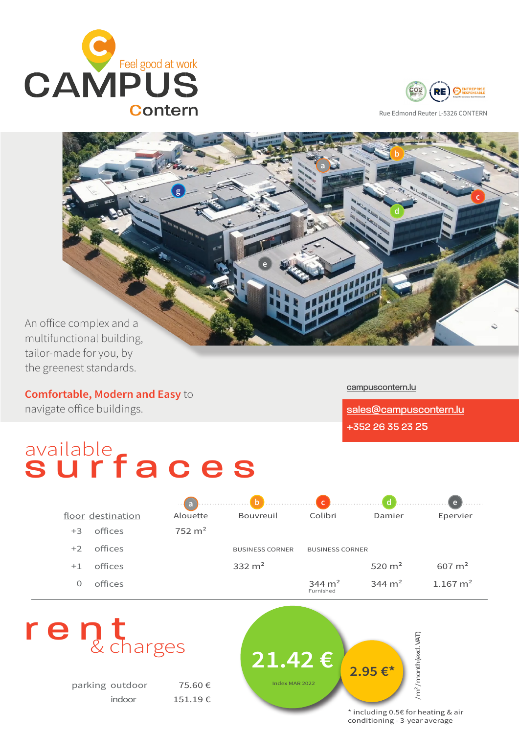# CAMPUS Contern

Feel good at work

Rue Edmond Reuter L-5326 CONTERN

An office complex and a multifunctional building, tailor-made for you, by the greenest standards.

**Comfortable, Modern and Easy** to navigate office buildings.

campuscontern.lu

sales@campuscontern.lu

+352 26 35 23 25

## available surfaces

| floor | destination | a Alouette | b Bouvreuil | c Colibri | d Damier | e Epervier |
|---|---|---|---|---|---|---|
| +3 | offices | 752 m² | | | | |
| +2 | offices | | BUSINESS CORNER | BUSINESS CORNER | | |
| +1 | offices | | 332 m² | | 520 m² | 607 m² |
| 0 | offices | | | 344 m² Furnished | 344 m² | 1.167 m² |

## rent & charges

| parking | |
|---|---|
| outdoor | 75.60 € |
| indoor | 151.19 € |

**21.42 €** Index MAR 2022

**2.95 €*** /m² /month (excl. VAT)

\* including 0.5€ for heating & air conditioning - 3-year average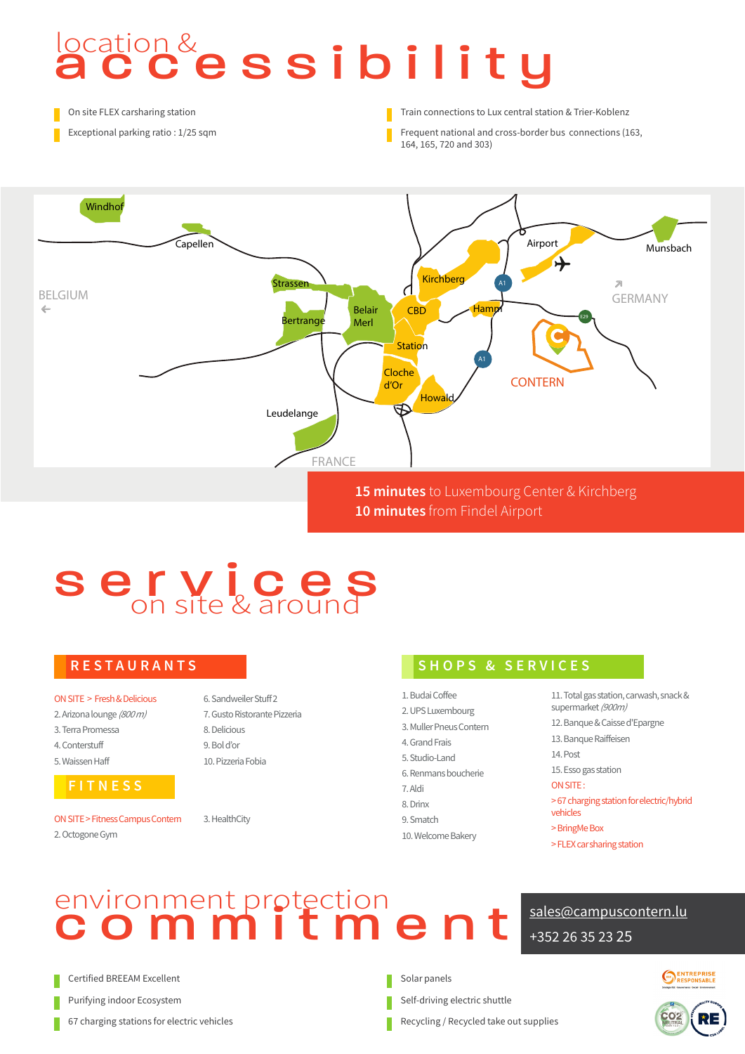# location & accessibility

- On site FLEX carsharing station
- Exceptional parking ratio : 1/25 sqm
- Train connections to Lux central station & Trier-Koblenz
- Frequent national and cross-border bus connections (163, 164, 165, 720 and 303)

Windhof
Capellen
BELGIUM
Strassen
Bertrange
Belair
Merl
Kirchberg
CBD
Hamm
Station
Cloche d'Or
Howald
Leudelange
FRANCE
Airport
Munsbach
GERMANY
CONTERN
A1
E29

**15 minutes** to Luxembourg Center & Kirchberg
**10 minutes** from Findel Airport

# services on site & around

## RESTAURANTS

ON SITE > Fresh & Delicious
2. Arizona lounge *(800 m)*
3. Terra Promessa
4. Contersturff
5. Waissen Haff
6. Sandweiler Stuff 2
7. Gusto Ristorante Pizzeria
8. Delicious
9. Bol d'or
10. Pizzeria Fobia

## FITNESS

ON SITE > Fitness Campus Contern
2. Octogone Gym
3. HealthCity

## SHOPS & SERVICES

1. Budai Coffee
2. UPS Luxembourg
3. Muller Pneus Contern
4. Grand Frais
5. Studio-Land
6. Renmans boucherie
7. Aldi
8. Drinx
9. Smatch
10. Welcome Bakery
11. Total gas station, carwash, snack & supermarket *(900m)*
12. Banque & Caisse d'Epargne
13. Banque Raiffeisen
14. Post
15. Esso gas station

ON SITE :
> 67 charging station for electric/hybrid vehicles
> BringMe Box
> FLEX car sharing station

# environment protection commitment

sales@campuscontern.lu
+352 26 35 23 25

- Certified BREEAM Excellent
- Purifying indoor Ecosystem
- 67 charging stations for electric vehicles
- Solar panels
- Self-driving electric shuttle
- Recycling / Recycled take out supplies

ENTREPRISE RESPONSABLE